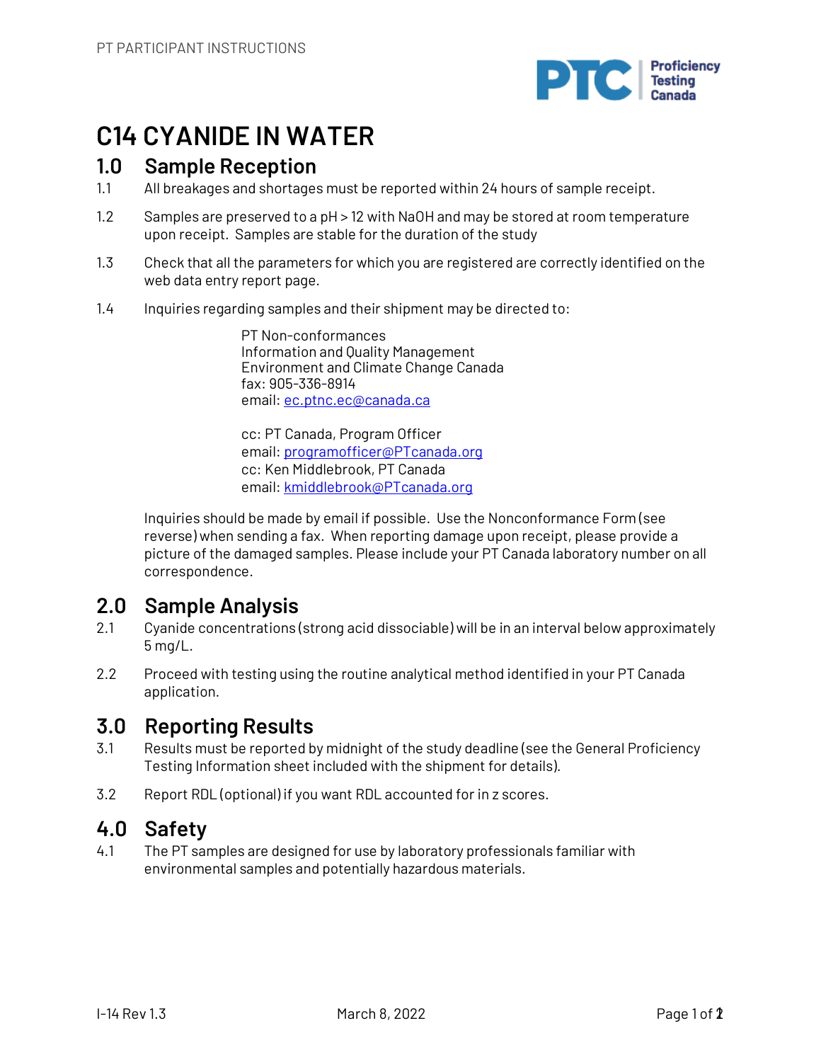# C14 CYANIDE IN WATER

## 1.0 Sample Reception

1.1 All breakages and shortages must be reported within 24 hours of sample receipt.

1.2 Samples are preserved to a pH > 12 with NaOH and may be stored at room temperature upon receipt. Samples are stable for the duration of the study

1.3 Check that all the parameters for which you are registered are correctly identified on the web data entry report page.

1.4 Inquiries regarding samples and their shipment may be directed to:

PT Non-conformances  
Information and Quality Management  
Environment and Climate Change Canada  
fax: 905-336-8914  
email: ec.ptnc.ec@canada.ca

cc: PT Canada, Program Officer  
email: programofficer@PTcanada.org  
cc: Ken Middlebrook, PT Canada  
email: kmiddlebrook@PTcanada.org

Inquiries should be made by email if possible. Use the Nonconformance Form (see reverse) when sending a fax. When reporting damage upon receipt, please provide a picture of the damaged samples. Please include your PT Canada laboratory number on all correspondence.

## 2.0 Sample Analysis

2.1 Cyanide concentrations (strong acid dissociable) will be in an interval below approximately 5 mg/L.

2.2 Proceed with testing using the routine analytical method identified in your PT Canada application.

## 3.0 Reporting Results

3.1 Results must be reported by midnight of the study deadline (see the General Proficiency Testing Information sheet included with the shipment for details).

3.2 Report RDL (optional) if you want RDL accounted for in z scores.

## 4.0 Safety

4.1 The PT samples are designed for use by laboratory professionals familiar with environmental samples and potentially hazardous materials.

I-14 Rev 1.3 March 8, 2022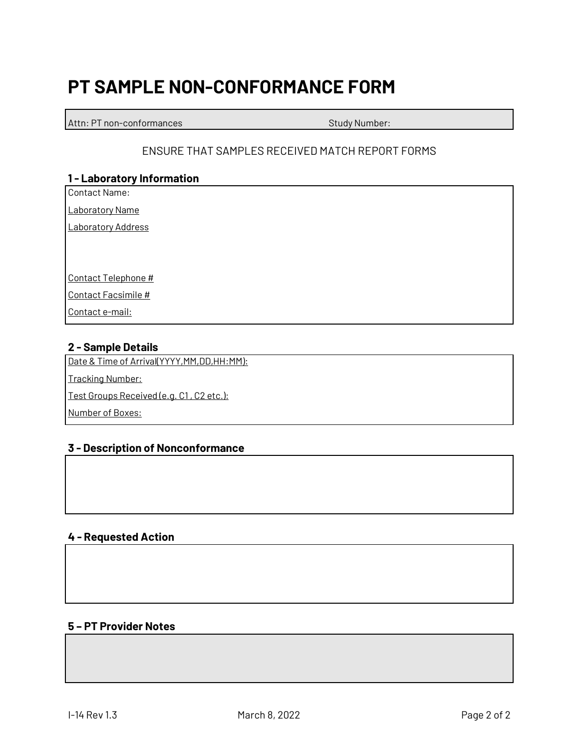# PT SAMPLE NON-CONFORMANCE FORM

Attn: PT non-conformances Study Number:

ENSURE THAT SAMPLES RECEIVED MATCH REPORT FORMS

## 1 - Laboratory Information

Contact Name:

Laboratory Name

Laboratory Address

Contact Telephone #

Contact Facsimile #

Contact e-mail:

## 2 - Sample Details

Date & Time of Arrival(YYYY,MM,DD,HH:MM):

Tracking Number:

Test Groups Received (e.g. C1 , C2 etc.):

Number of Boxes:

## 3 - Description of Nonconformance

## 4 - Requested Action

## 5 – PT Provider Notes

I-14 Rev 1.3 March 8, 2022